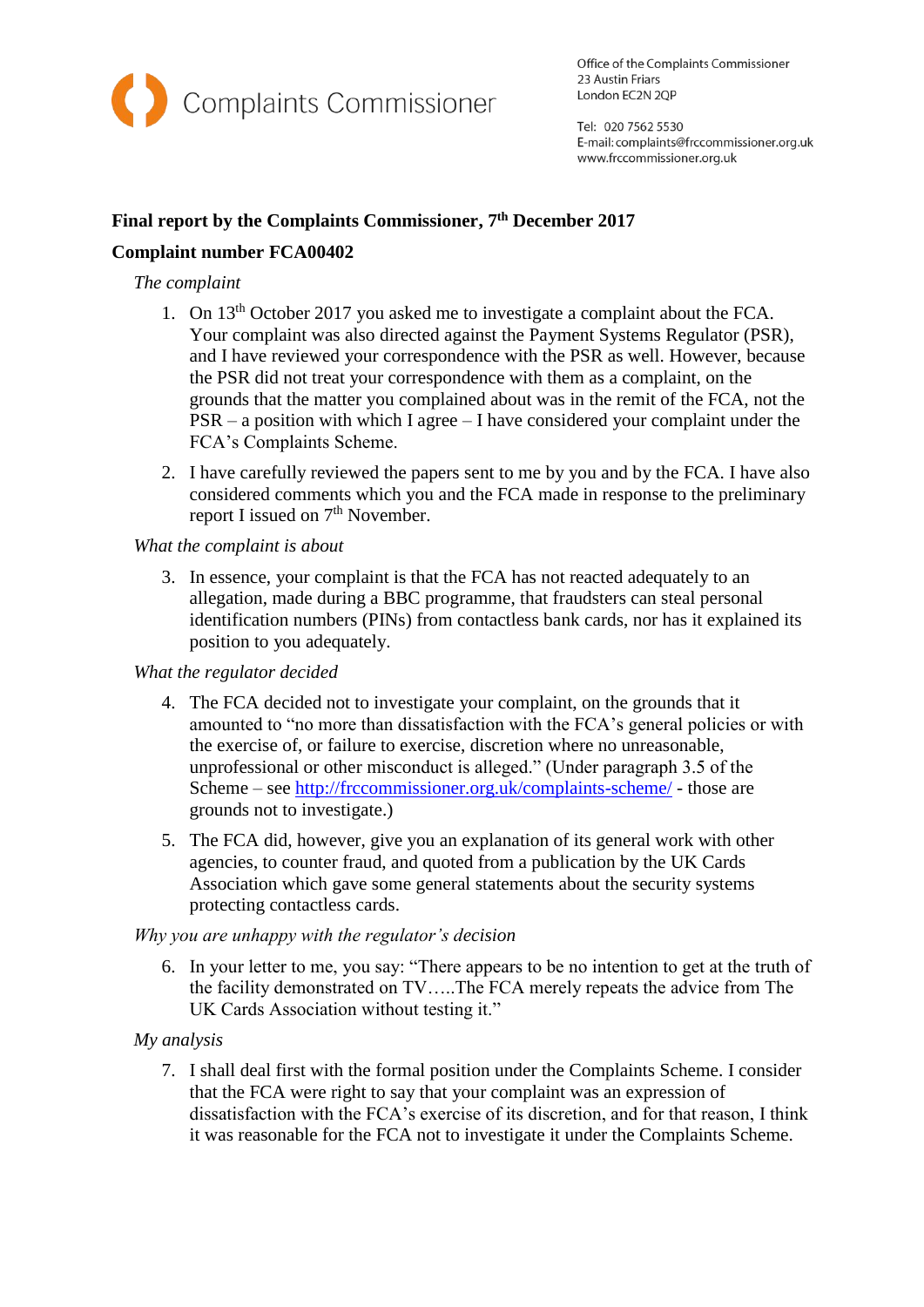Complaints Commissioner

Office of the Complaints Commissioner
23 Austin Friars
London EC2N 2QP

Tel: 020 7562 5530
E-mail: complaints@frccommissioner.org.uk
www.frccommissioner.org.uk

**Final report by the Complaints Commissioner, 7th December 2017**

**Complaint number FCA00402**

*The complaint*

1. On 13th October 2017 you asked me to investigate a complaint about the FCA. Your complaint was also directed against the Payment Systems Regulator (PSR), and I have reviewed your correspondence with the PSR as well. However, because the PSR did not treat your correspondence with them as a complaint, on the grounds that the matter you complained about was in the remit of the FCA, not the PSR – a position with which I agree – I have considered your complaint under the FCA's Complaints Scheme.

2. I have carefully reviewed the papers sent to me by you and by the FCA. I have also considered comments which you and the FCA made in response to the preliminary report I issued on 7th November.

*What the complaint is about*

3. In essence, your complaint is that the FCA has not reacted adequately to an allegation, made during a BBC programme, that fraudsters can steal personal identification numbers (PINs) from contactless bank cards, nor has it explained its position to you adequately.

*What the regulator decided*

4. The FCA decided not to investigate your complaint, on the grounds that it amounted to "no more than dissatisfaction with the FCA's general policies or with the exercise of, or failure to exercise, discretion where no unreasonable, unprofessional or other misconduct is alleged." (Under paragraph 3.5 of the Scheme – see http://frccommissioner.org.uk/complaints-scheme/ - those are grounds not to investigate.)

5. The FCA did, however, give you an explanation of its general work with other agencies, to counter fraud, and quoted from a publication by the UK Cards Association which gave some general statements about the security systems protecting contactless cards.

*Why you are unhappy with the regulator's decision*

6. In your letter to me, you say: "There appears to be no intention to get at the truth of the facility demonstrated on TV…..The FCA merely repeats the advice from The UK Cards Association without testing it."

*My analysis*

7. I shall deal first with the formal position under the Complaints Scheme. I consider that the FCA were right to say that your complaint was an expression of dissatisfaction with the FCA's exercise of its discretion, and for that reason, I think it was reasonable for the FCA not to investigate it under the Complaints Scheme.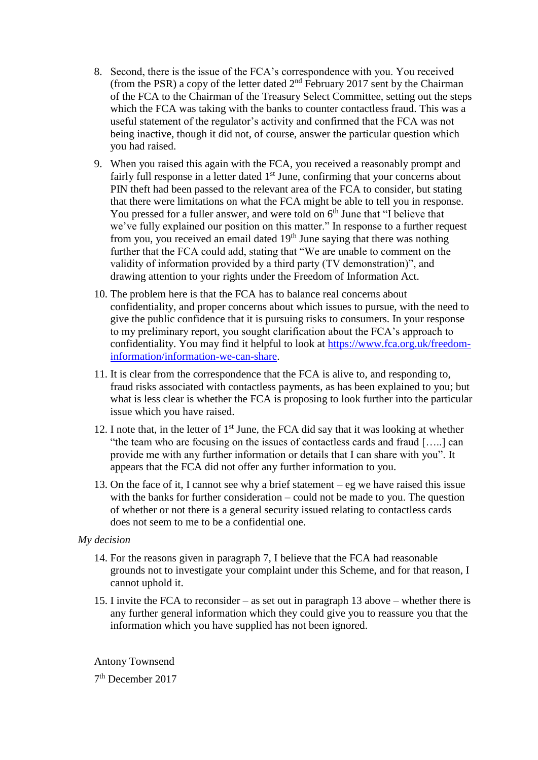8. Second, there is the issue of the FCA's correspondence with you. You received (from the PSR) a copy of the letter dated 2nd February 2017 sent by the Chairman of the FCA to the Chairman of the Treasury Select Committee, setting out the steps which the FCA was taking with the banks to counter contactless fraud. This was a useful statement of the regulator's activity and confirmed that the FCA was not being inactive, though it did not, of course, answer the particular question which you had raised.

9. When you raised this again with the FCA, you received a reasonably prompt and fairly full response in a letter dated 1st June, confirming that your concerns about PIN theft had been passed to the relevant area of the FCA to consider, but stating that there were limitations on what the FCA might be able to tell you in response. You pressed for a fuller answer, and were told on 6th June that "I believe that we've fully explained our position on this matter." In response to a further request from you, you received an email dated 19th June saying that there was nothing further that the FCA could add, stating that "We are unable to comment on the validity of information provided by a third party (TV demonstration)", and drawing attention to your rights under the Freedom of Information Act.

10. The problem here is that the FCA has to balance real concerns about confidentiality, and proper concerns about which issues to pursue, with the need to give the public confidence that it is pursuing risks to consumers. In your response to my preliminary report, you sought clarification about the FCA's approach to confidentiality. You may find it helpful to look at [https://www.fca.org.uk/freedom-information/information-we-can-share](https://www.fca.org.uk/freedom-information/information-we-can-share).

11. It is clear from the correspondence that the FCA is alive to, and responding to, fraud risks associated with contactless payments, as has been explained to you; but what is less clear is whether the FCA is proposing to look further into the particular issue which you have raised.

12. I note that, in the letter of 1st June, the FCA did say that it was looking at whether "the team who are focusing on the issues of contactless cards and fraud [.….] can provide me with any further information or details that I can share with you". It appears that the FCA did not offer any further information to you.

13. On the face of it, I cannot see why a brief statement – eg we have raised this issue with the banks for further consideration – could not be made to you. The question of whether or not there is a general security issued relating to contactless cards does not seem to me to be a confidential one.

*My decision*

14. For the reasons given in paragraph 7, I believe that the FCA had reasonable grounds not to investigate your complaint under this Scheme, and for that reason, I cannot uphold it.

15. I invite the FCA to reconsider – as set out in paragraph 13 above – whether there is any further general information which they could give you to reassure you that the information which you have supplied has not been ignored.

Antony Townsend

7th December 2017